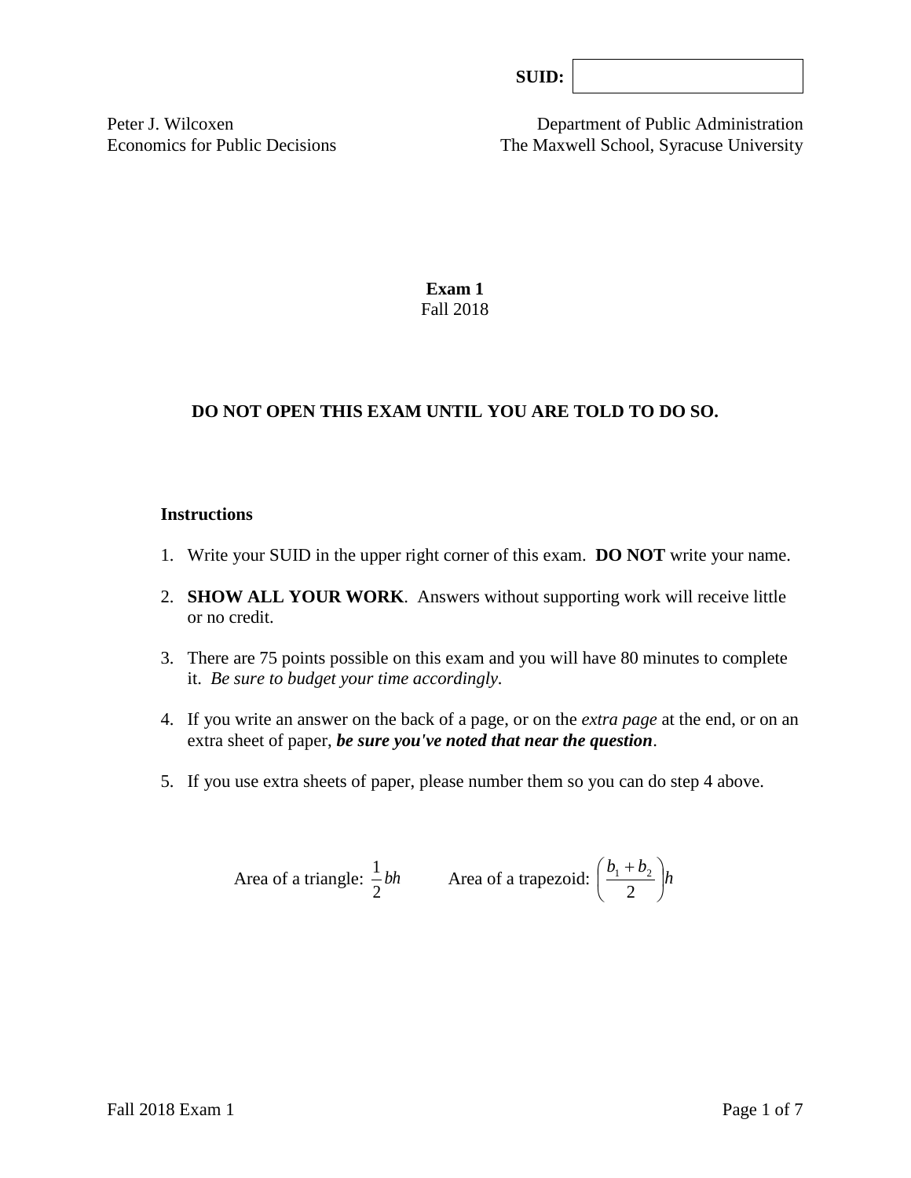**SUID:**

Peter J. Wilcoxen
Economics for Public Decisions

Department of Public Administration
The Maxwell School, Syracuse University

# Exam 1
Fall 2018

**DO NOT OPEN THIS EXAM UNTIL YOU ARE TOLD TO DO SO.**

### Instructions

1. Write your SUID in the upper right corner of this exam. **DO NOT** write your name.
2. **SHOW ALL YOUR WORK**. Answers without supporting work will receive little or no credit.
3. There are 75 points possible on this exam and you will have 80 minutes to complete it. *Be sure to budget your time accordingly*.
4. If you write an answer on the back of a page, or on the *extra page* at the end, or on an extra sheet of paper, ***be sure you've noted that near the question***.
5. If you use extra sheets of paper, please number them so you can do step 4 above.

Area of a triangle: $\frac{1}{2}bh$ Area of a trapezoid: $\left(\frac{b_1 + b_2}{2}\right)h$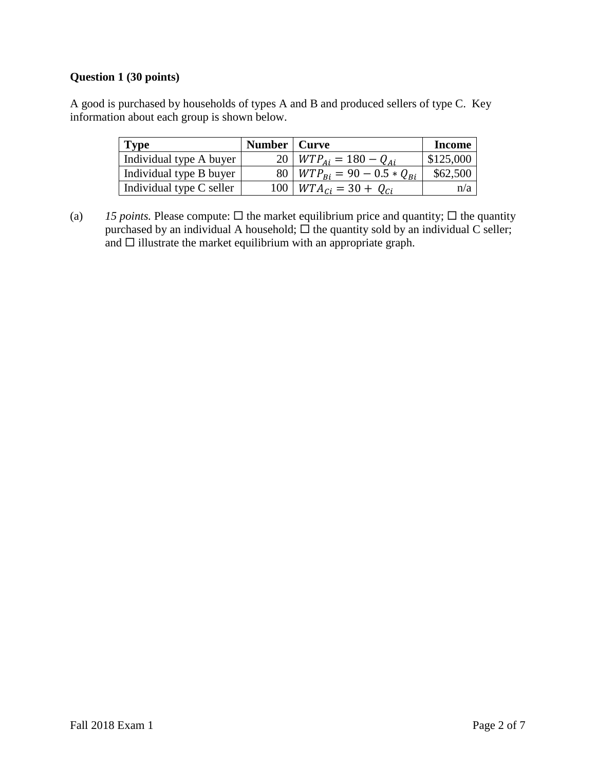**Question 1 (30 points)**

A good is purchased by households of types A and B and produced sellers of type C. Key information about each group is shown below.

| Type | Number | Curve | Income |
|---|---|---|---|
| Individual type A buyer | 20 | $WTP_{Ai} = 180 - Q_{Ai}$ | \$125,000 |
| Individual type B buyer | 80 | $WTP_{Bi} = 90 - 0.5 * Q_{Bi}$ | \$62,500 |
| Individual type C seller | 100 | $WTA_{Ci} = 30 + Q_{Ci}$ | n/a |

(a) *15 points.* Please compute: ☐ the market equilibrium price and quantity; ☐ the quantity purchased by an individual A household; ☐ the quantity sold by an individual C seller; and ☐ illustrate the market equilibrium with an appropriate graph.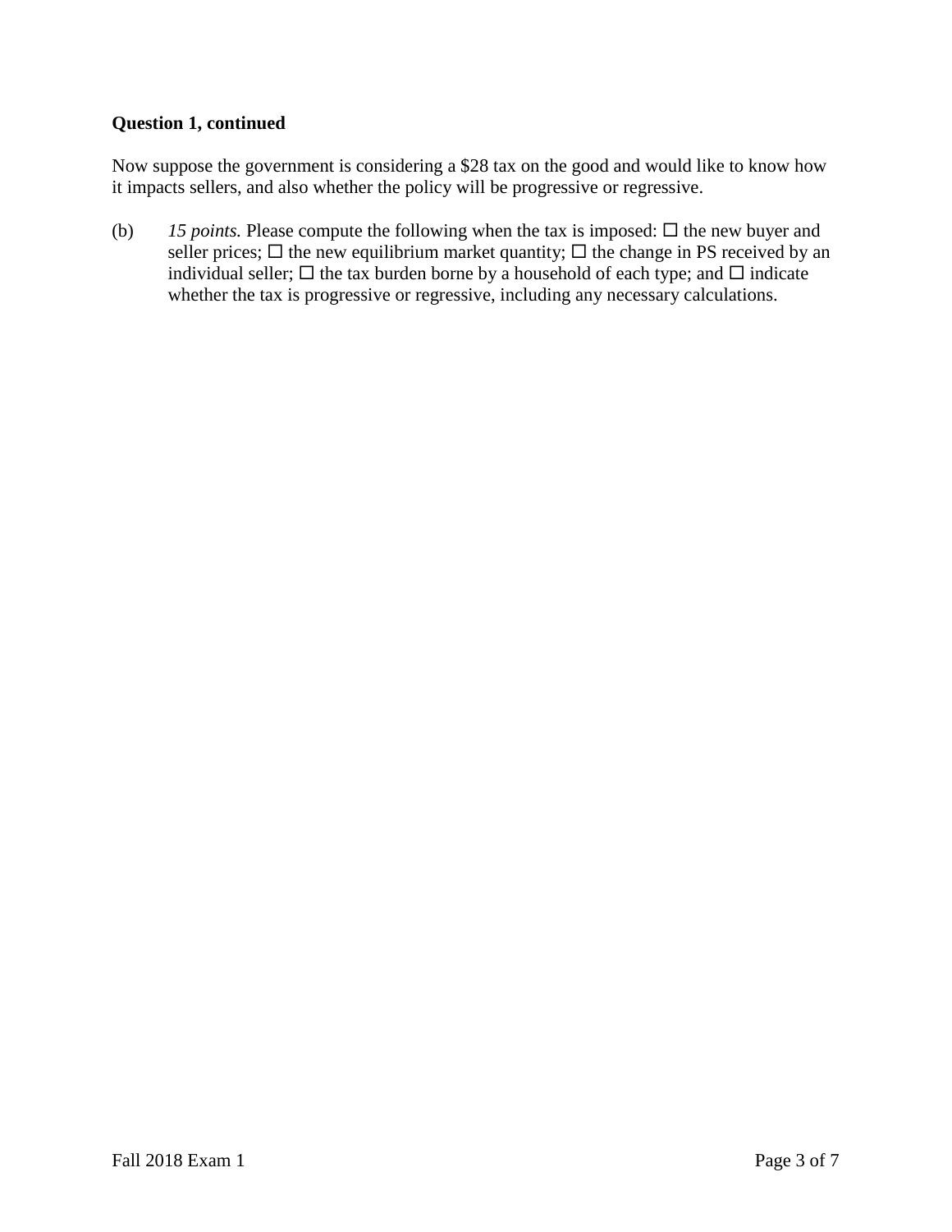**Question 1, continued**

Now suppose the government is considering a $28 tax on the good and would like to know how it impacts sellers, and also whether the policy will be progressive or regressive.

(b) *15 points.* Please compute the following when the tax is imposed: ☐ the new buyer and seller prices; ☐ the new equilibrium market quantity; ☐ the change in PS received by an individual seller; ☐ the tax burden borne by a household of each type; and ☐ indicate whether the tax is progressive or regressive, including any necessary calculations.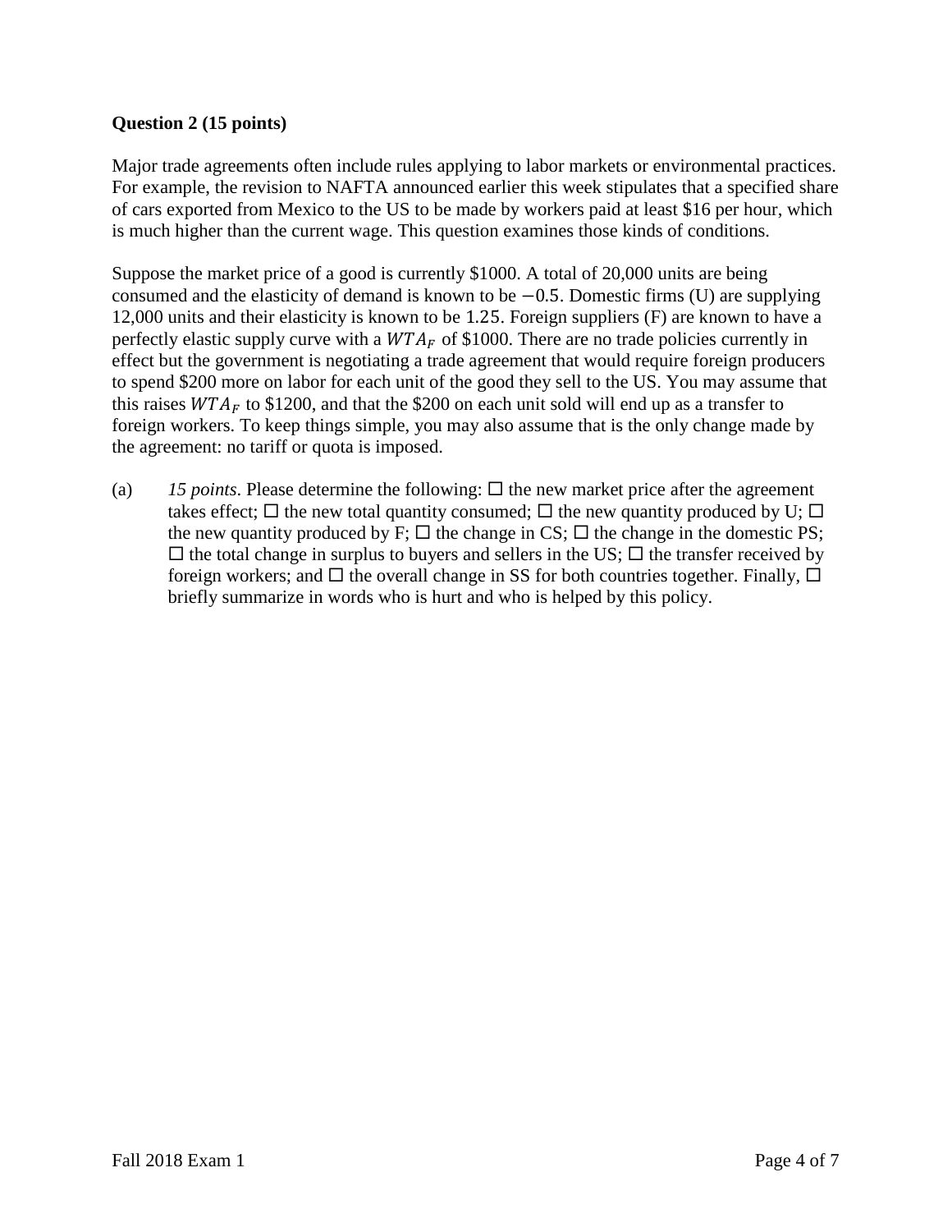**Question 2 (15 points)**

Major trade agreements often include rules applying to labor markets or environmental practices. For example, the revision to NAFTA announced earlier this week stipulates that a specified share of cars exported from Mexico to the US to be made by workers paid at least \$16 per hour, which is much higher than the current wage. This question examines those kinds of conditions.

Suppose the market price of a good is currently \$1000. A total of 20,000 units are being consumed and the elasticity of demand is known to be $-0.5$. Domestic firms (U) are supplying 12,000 units and their elasticity is known to be $1.25$. Foreign suppliers (F) are known to have a perfectly elastic supply curve with a $WTA_F$ of \$1000. There are no trade policies currently in effect but the government is negotiating a trade agreement that would require foreign producers to spend \$200 more on labor for each unit of the good they sell to the US. You may assume that this raises $WTA_F$ to \$1200, and that the \$200 on each unit sold will end up as a transfer to foreign workers. To keep things simple, you may also assume that is the only change made by the agreement: no tariff or quota is imposed.

(a) *15 points*. Please determine the following: ☐ the new market price after the agreement takes effect; ☐ the new total quantity consumed; ☐ the new quantity produced by U; ☐ the new quantity produced by F; ☐ the change in CS; ☐ the change in the domestic PS; ☐ the total change in surplus to buyers and sellers in the US; ☐ the transfer received by foreign workers; and ☐ the overall change in SS for both countries together. Finally, ☐ briefly summarize in words who is hurt and who is helped by this policy.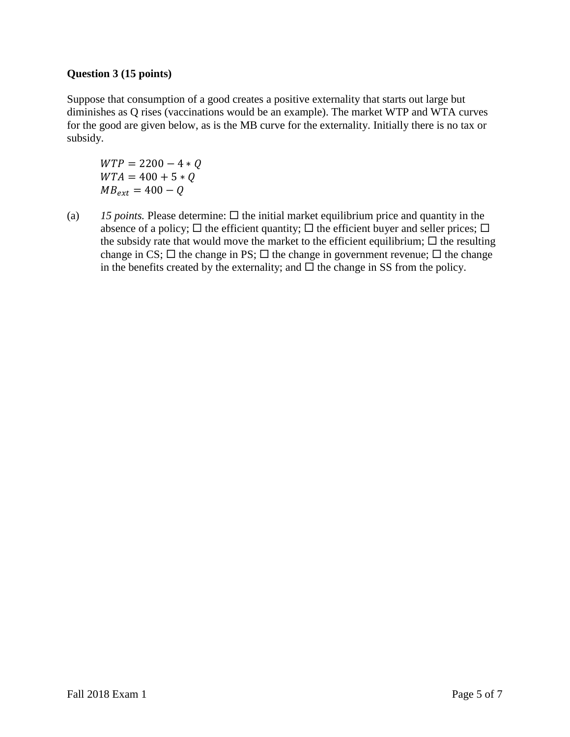**Question 3 (15 points)**

Suppose that consumption of a good creates a positive externality that starts out large but diminishes as Q rises (vaccinations would be an example). The market WTP and WTA curves for the good are given below, as is the MB curve for the externality. Initially there is no tax or subsidy.

$$WTP = 2200 - 4 * Q$$
$$WTA = 400 + 5 * Q$$
$$MB_{ext} = 400 - Q$$

(a) *15 points.* Please determine: ☐ the initial market equilibrium price and quantity in the absence of a policy; ☐ the efficient quantity; ☐ the efficient buyer and seller prices; ☐ the subsidy rate that would move the market to the efficient equilibrium; ☐ the resulting change in CS; ☐ the change in PS; ☐ the change in government revenue; ☐ the change in the benefits created by the externality; and ☐ the change in SS from the policy.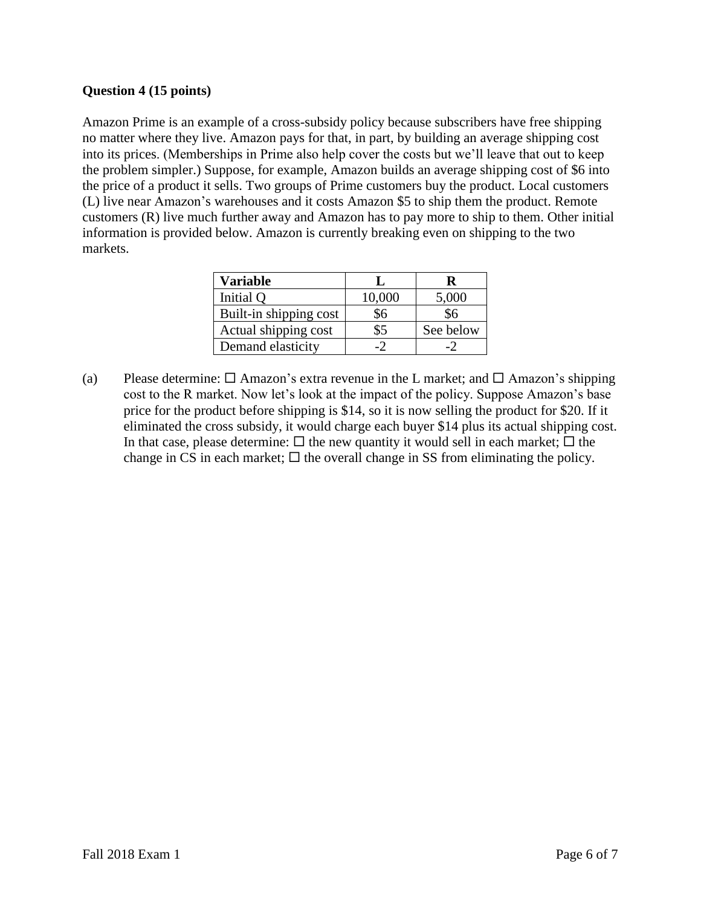**Question 4 (15 points)**

Amazon Prime is an example of a cross-subsidy policy because subscribers have free shipping no matter where they live. Amazon pays for that, in part, by building an average shipping cost into its prices. (Memberships in Prime also help cover the costs but we'll leave that out to keep the problem simpler.) Suppose, for example, Amazon builds an average shipping cost of $6 into the price of a product it sells. Two groups of Prime customers buy the product. Local customers (L) live near Amazon's warehouses and it costs Amazon $5 to ship them the product. Remote customers (R) live much further away and Amazon has to pay more to ship to them. Other initial information is provided below. Amazon is currently breaking even on shipping to the two markets.

| Variable | L | R |
|---|---|---|
| Initial Q | 10,000 | 5,000 |
| Built-in shipping cost | $6 | $6 |
| Actual shipping cost | $5 | See below |
| Demand elasticity | -2 | -2 |

(a) Please determine: ☐ Amazon's extra revenue in the L market; and ☐ Amazon's shipping cost to the R market. Now let's look at the impact of the policy. Suppose Amazon's base price for the product before shipping is $14, so it is now selling the product for $20. If it eliminated the cross subsidy, it would charge each buyer $14 plus its actual shipping cost. In that case, please determine: ☐ the new quantity it would sell in each market; ☐ the change in CS in each market; ☐ the overall change in SS from eliminating the policy.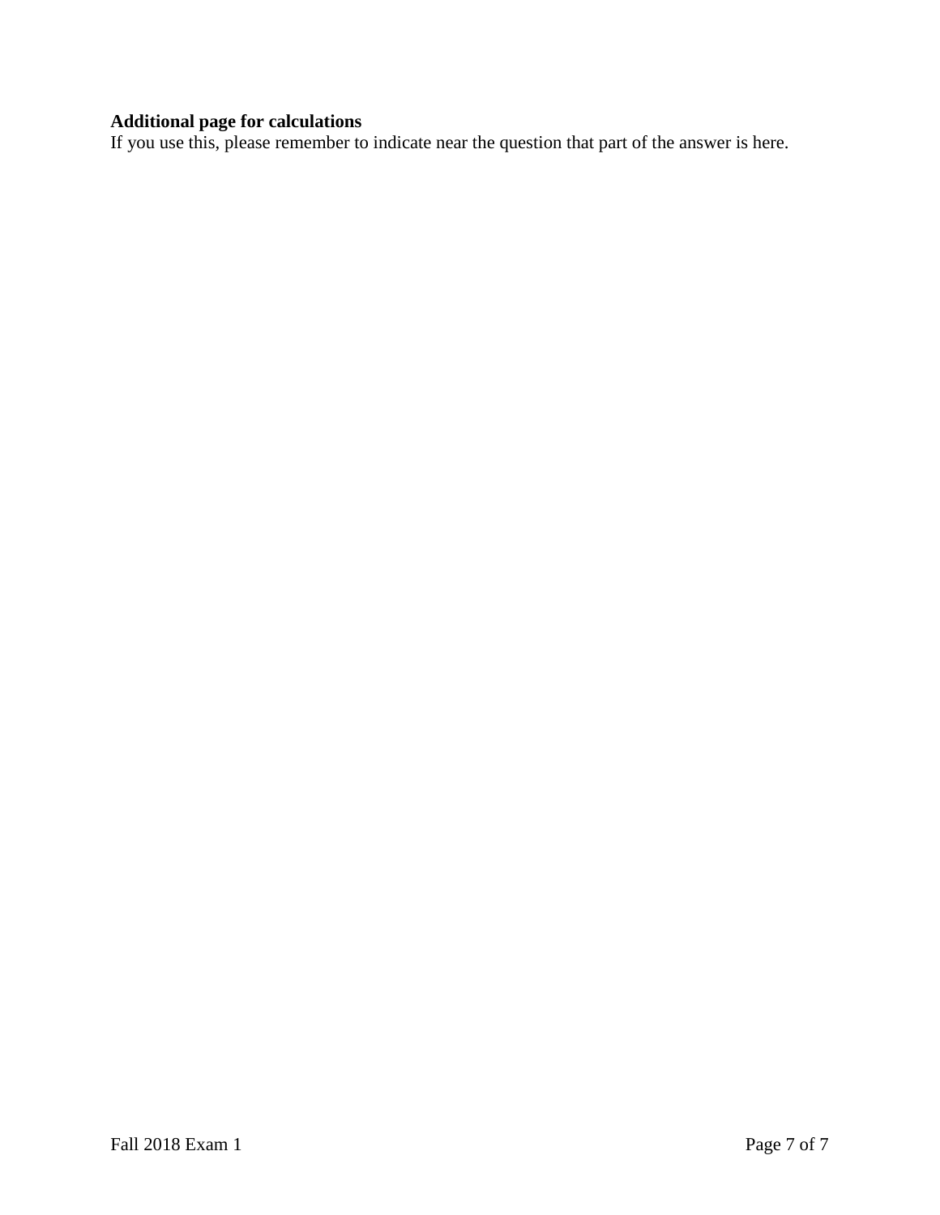**Additional page for calculations**

If you use this, please remember to indicate near the question that part of the answer is here.